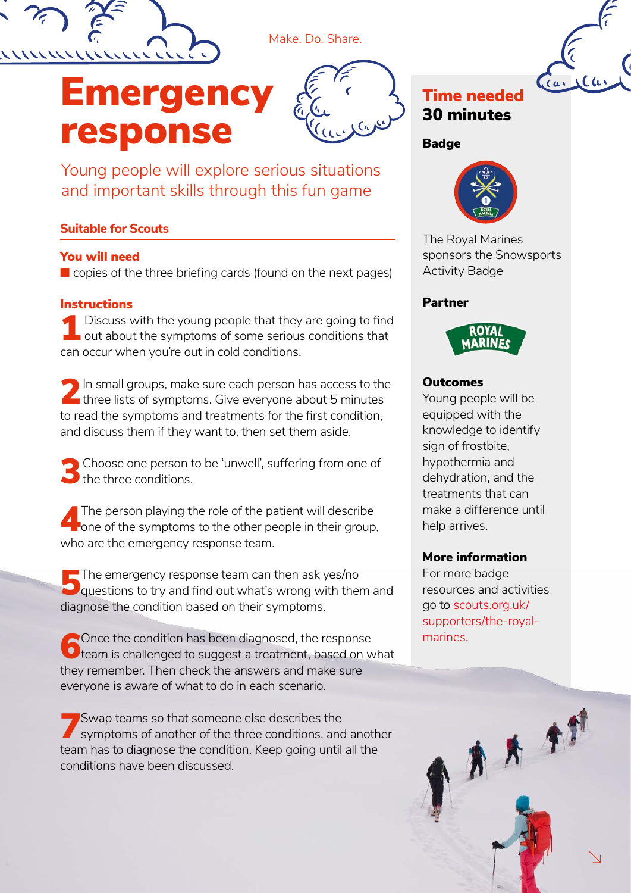Make. Do. Share.

# Emergency response

Young people will explore serious situations and important skills through this fun game

## Suitable for Scouts

## You will need

- copies of the three briefing cards (found on the next pages)

## Instructions

1. Discuss with the young people that they are going to find out about the symptoms of some serious conditions that can occur when you're out in cold conditions.

2. In small groups, make sure each person has access to the three lists of symptoms. Give everyone about 5 minutes to read the symptoms and treatments for the first condition, and discuss them if they want to, then set them aside.

3. Choose one person to be 'unwell', suffering from one of the three conditions.

4. The person playing the role of the patient will describe one of the symptoms to the other people in their group, who are the emergency response team.

5. The emergency response team can then ask yes/no questions to try and find out what's wrong with them and diagnose the condition based on their symptoms.

6. Once the condition has been diagnosed, the response team is challenged to suggest a treatment, based on what they remember. Then check the answers and make sure everyone is aware of what to do in each scenario.

7. Swap teams so that someone else describes the symptoms of another of the three conditions, and another team has to diagnose the condition. Keep going until all the conditions have been discussed.

## Time needed

**30 minutes**

### Badge

The Royal Marines sponsors the Snowsports Activity Badge

### Partner

ROYAL MARINES

### Outcomes

Young people will be equipped with the knowledge to identify sign of frostbite, hypothermia and dehydration, and the treatments that can make a difference until help arrives.

### More information

For more badge resources and activities go to scouts.org.uk/supporters/the-royal-marines.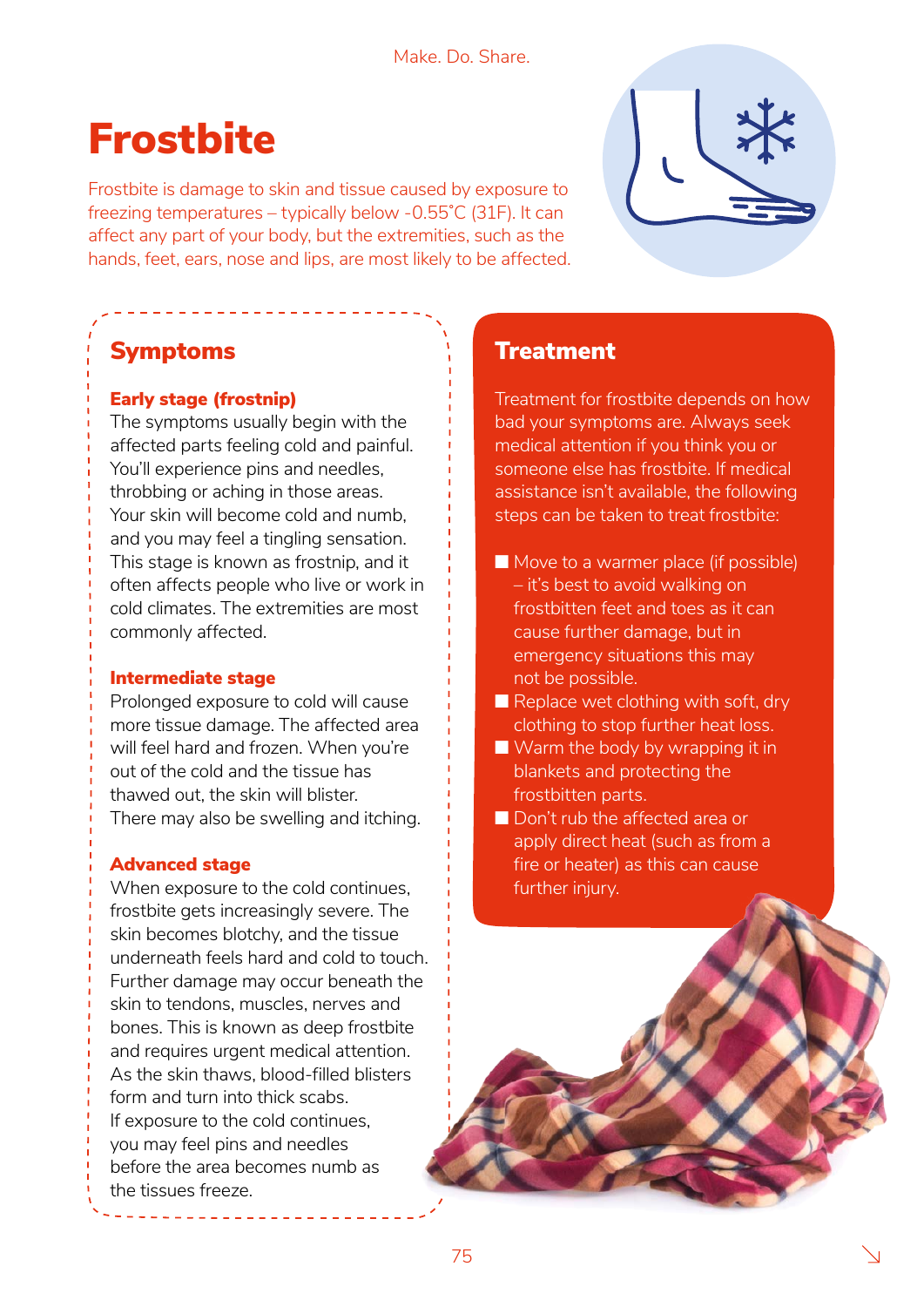# Frostbite

Frostbite is damage to skin and tissue caused by exposure to freezing temperatures – typically below -0.55˚C (31F). It can affect any part of your body, but the extremities, such as the hands, feet, ears, nose and lips, are most likely to be affected.

## Symptoms

### Early stage (frostnip)

The symptoms usually begin with the affected parts feeling cold and painful. You'll experience pins and needles, throbbing or aching in those areas. Your skin will become cold and numb, and you may feel a tingling sensation. This stage is known as frostnip, and it often affects people who live or work in cold climates. The extremities are most commonly affected.

### Intermediate stage

Prolonged exposure to cold will cause more tissue damage. The affected area will feel hard and frozen. When you're out of the cold and the tissue has thawed out, the skin will blister. There may also be swelling and itching.

### Advanced stage

When exposure to the cold continues, frostbite gets increasingly severe. The skin becomes blotchy, and the tissue underneath feels hard and cold to touch. Further damage may occur beneath the skin to tendons, muscles, nerves and bones. This is known as deep frostbite and requires urgent medical attention. As the skin thaws, blood-filled blisters form and turn into thick scabs. If exposure to the cold continues, you may feel pins and needles before the area becomes numb as the tissues freeze.

## Treatment

Treatment for frostbite depends on how bad your symptoms are. Always seek medical attention if you think you or someone else has frostbite. If medical assistance isn't available, the following steps can be taken to treat frostbite:

- Move to a warmer place (if possible) – it's best to avoid walking on frostbitten feet and toes as it can cause further damage, but in emergency situations this may not be possible.
- Replace wet clothing with soft, dry clothing to stop further heat loss.
- Warm the body by wrapping it in blankets and protecting the frostbitten parts.
- Don't rub the affected area or apply direct heat (such as from a fire or heater) as this can cause further injury.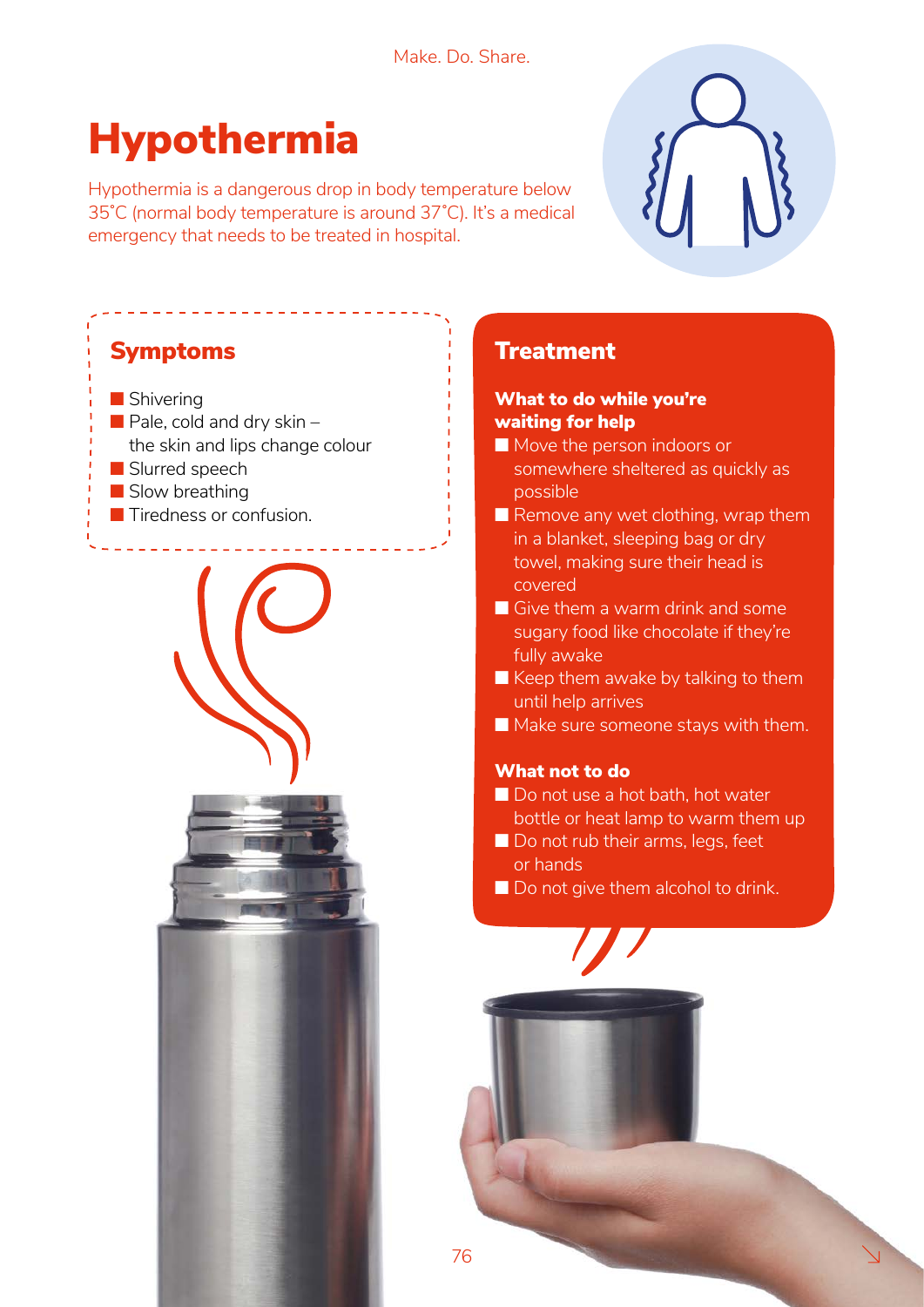# Hypothermia

Hypothermia is a dangerous drop in body temperature below 35˚C (normal body temperature is around 37˚C). It's a medical emergency that needs to be treated in hospital.

## Symptoms

- Shivering
- Pale, cold and dry skin – the skin and lips change colour
- Slurred speech
- Slow breathing
- Tiredness or confusion.

## Treatment

### What to do while you're waiting for help

- Move the person indoors or somewhere sheltered as quickly as possible
- Remove any wet clothing, wrap them in a blanket, sleeping bag or dry towel, making sure their head is covered
- Give them a warm drink and some sugary food like chocolate if they're fully awake
- Keep them awake by talking to them until help arrives
- Make sure someone stays with them.

### What not to do

- Do not use a hot bath, hot water bottle or heat lamp to warm them up
- Do not rub their arms, legs, feet or hands
- Do not give them alcohol to drink.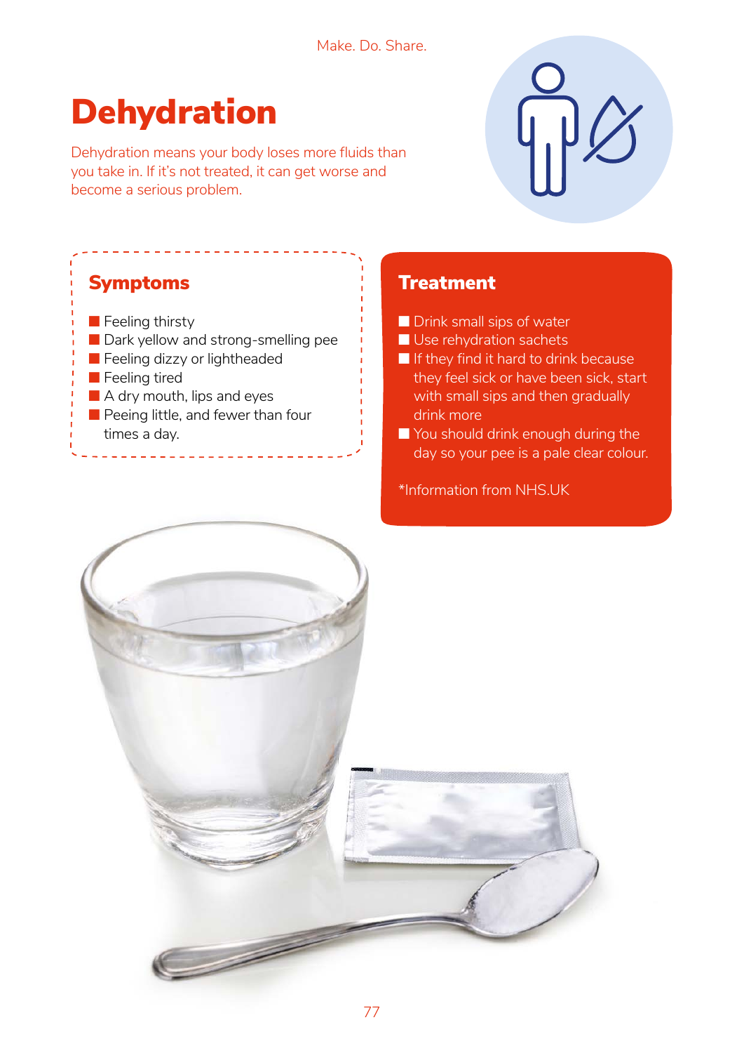Make. Do. Share.

# Dehydration

Dehydration means your body loses more fluids than you take in. If it's not treated, it can get worse and become a serious problem.

## Symptoms

- Feeling thirsty
- Dark yellow and strong-smelling pee
- Feeling dizzy or lightheaded
- Feeling tired
- A dry mouth, lips and eyes
- Peeing little, and fewer than four times a day.

## Treatment

- Drink small sips of water
- Use rehydration sachets
- If they find it hard to drink because they feel sick or have been sick, start with small sips and then gradually drink more
- You should drink enough during the day so your pee is a pale clear colour.

*Information from NHS.UK